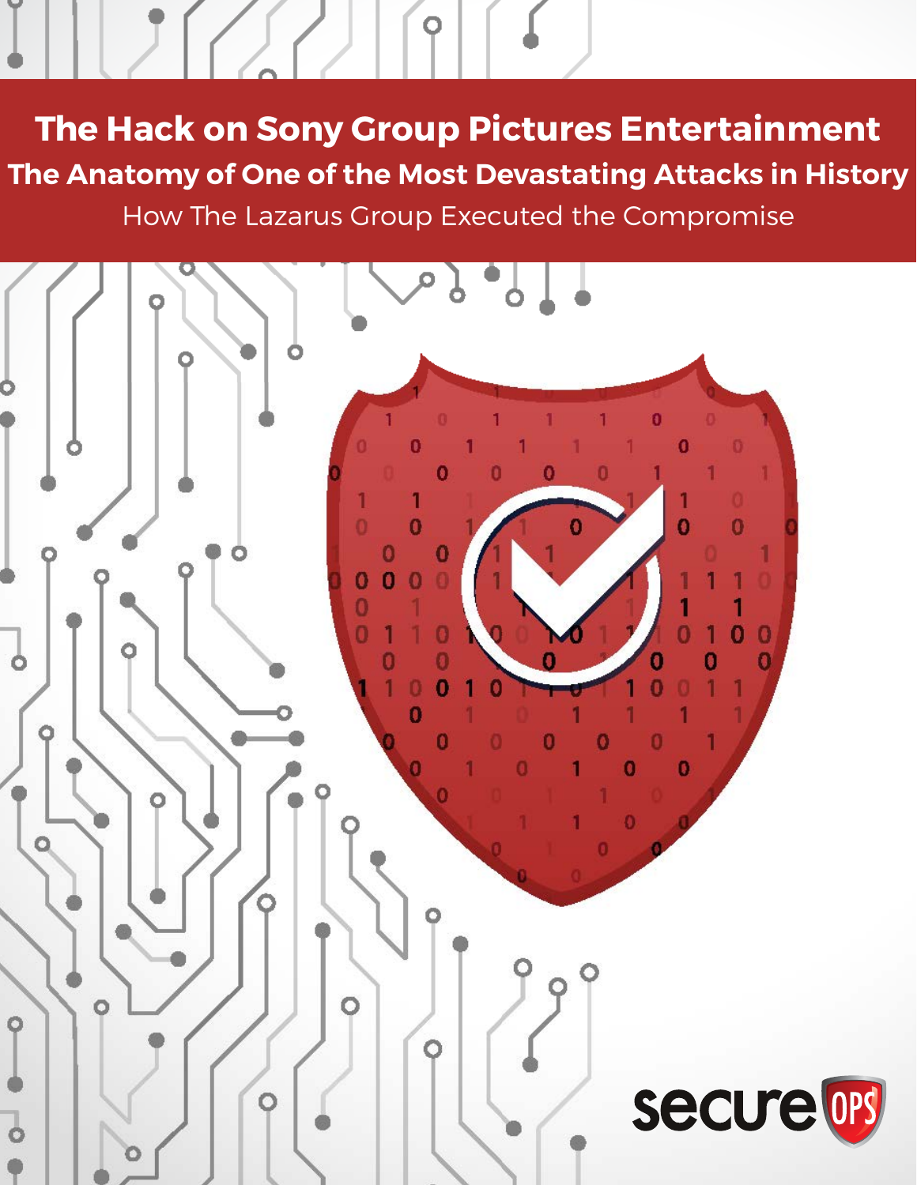# The Hack on Sony Group Pictures Entertainment

## The Anatomy of One of the Most Devastating Attacks in History

How The Lazarus Group Executed the Compromise

secure OPS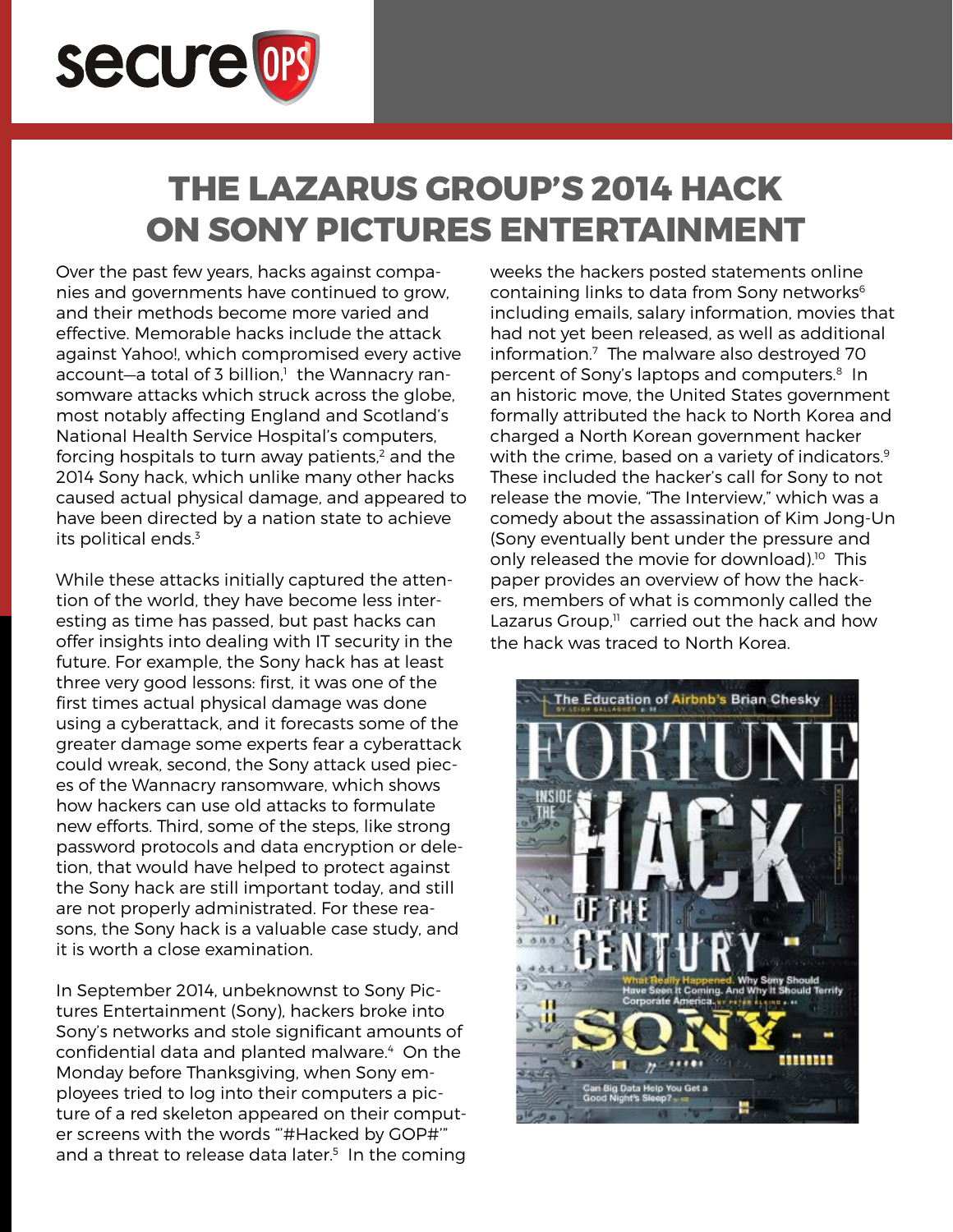# THE LAZARUS GROUP'S 2014 HACK ON SONY PICTURES ENTERTAINMENT

Over the past few years, hacks against companies and governments have continued to grow, and their methods become more varied and effective. Memorable hacks include the attack against Yahoo!, which compromised every active account—a total of 3 billion,[1] the Wannacry ransomware attacks which struck across the globe, most notably affecting England and Scotland's National Health Service Hospital's computers, forcing hospitals to turn away patients,[2] and the 2014 Sony hack, which unlike many other hacks caused actual physical damage, and appeared to have been directed by a nation state to achieve its political ends.[3]

While these attacks initially captured the attention of the world, they have become less interesting as time has passed, but past hacks can offer insights into dealing with IT security in the future. For example, the Sony hack has at least three very good lessons: first, it was one of the first times actual physical damage was done using a cyberattack, and it forecasts some of the greater damage some experts fear a cyberattack could wreak, second, the Sony attack used pieces of the Wannacry ransomware, which shows how hackers can use old attacks to formulate new efforts. Third, some of the steps, like strong password protocols and data encryption or deletion, that would have helped to protect against the Sony hack are still important today, and still are not properly administrated. For these reasons, the Sony hack is a valuable case study, and it is worth a close examination.

In September 2014, unbeknownst to Sony Pictures Entertainment (Sony), hackers broke into Sony's networks and stole significant amounts of confidential data and planted malware.[4] On the Monday before Thanksgiving, when Sony employees tried to log into their computers a picture of a red skeleton appeared on their computer screens with the words "'#Hacked by GOP#'" and a threat to release data later.[5] In the coming weeks the hackers posted statements online containing links to data from Sony networks[6] including emails, salary information, movies that had not yet been released, as well as additional information.[7] The malware also destroyed 70 percent of Sony's laptops and computers.[8] In an historic move, the United States government formally attributed the hack to North Korea and charged a North Korean government hacker with the crime, based on a variety of indicators.[9] These included the hacker's call for Sony to not release the movie, "The Interview," which was a comedy about the assassination of Kim Jong-Un (Sony eventually bent under the pressure and only released the movie for download).[10] This paper provides an overview of how the hackers, members of what is commonly called the Lazarus Group,[11] carried out the hack and how the hack was traced to North Korea.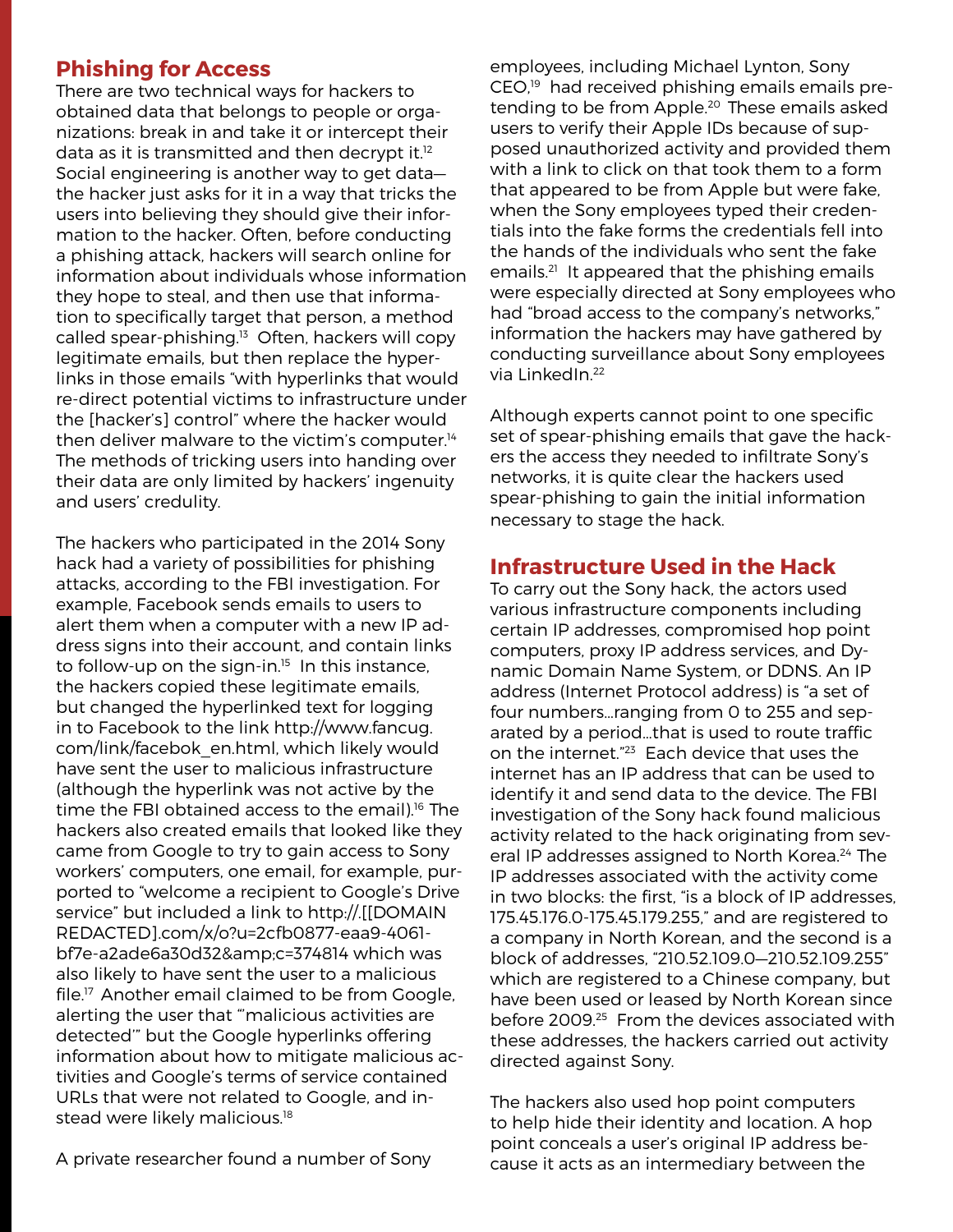## Phishing for Access

There are two technical ways for hackers to obtained data that belongs to people or organizations: break in and take it or intercept their data as it is transmitted and then decrypt it.[12] Social engineering is another way to get data—the hacker just asks for it in a way that tricks the users into believing they should give their information to the hacker. Often, before conducting a phishing attack, hackers will search online for information about individuals whose information they hope to steal, and then use that information to specifically target that person, a method called spear-phishing.[13] Often, hackers will copy legitimate emails, but then replace the hyperlinks in those emails "with hyperlinks that would re-direct potential victims to infrastructure under the [hacker's] control" where the hacker would then deliver malware to the victim's computer.[14] The methods of tricking users into handing over their data are only limited by hackers' ingenuity and users' credulity.

The hackers who participated in the 2014 Sony hack had a variety of possibilities for phishing attacks, according to the FBI investigation. For example, Facebook sends emails to users to alert them when a computer with a new IP address signs into their account, and contain links to follow-up on the sign-in.[15] In this instance, the hackers copied these legitimate emails, but changed the hyperlinked text for logging in to Facebook to the link http://www.fancug.com/link/facebok_en.html, which likely would have sent the user to malicious infrastructure (although the hyperlink was not active by the time the FBI obtained access to the email).[16] The hackers also created emails that looked like they came from Google to try to gain access to Sony workers' computers, one email, for example, purported to "welcome a recipient to Google's Drive service" but included a link to http://.[[DOMAIN REDACTED].com/x/o?u=2cfb0877-eaa9-4061-bf7e-a2ade6a30d32&amp;c=374814 which was also likely to have sent the user to a malicious file.[17] Another email claimed to be from Google, alerting the user that "'malicious activities are detected'" but the Google hyperlinks offering information about how to mitigate malicious activities and Google's terms of service contained URLs that were not related to Google, and instead were likely malicious.[18]

A private researcher found a number of Sony employees, including Michael Lynton, Sony CEO,[19] had received phishing emails emails pretending to be from Apple.[20] These emails asked users to verify their Apple IDs because of supposed unauthorized activity and provided them with a link to click on that took them to a form that appeared to be from Apple but were fake, when the Sony employees typed their credentials into the fake forms the credentials fell into the hands of the individuals who sent the fake emails.[21] It appeared that the phishing emails were especially directed at Sony employees who had "broad access to the company's networks," information the hackers may have gathered by conducting surveillance about Sony employees via LinkedIn.[22]

Although experts cannot point to one specific set of spear-phishing emails that gave the hackers the access they needed to infiltrate Sony's networks, it is quite clear the hackers used spear-phishing to gain the initial information necessary to stage the hack.

## Infrastructure Used in the Hack

To carry out the Sony hack, the actors used various infrastructure components including certain IP addresses, compromised hop point computers, proxy IP address services, and Dynamic Domain Name System, or DDNS. An IP address (Internet Protocol address) is "a set of four numbers…ranging from 0 to 255 and separated by a period…that is used to route traffic on the internet."[23] Each device that uses the internet has an IP address that can be used to identify it and send data to the device. The FBI investigation of the Sony hack found malicious activity related to the hack originating from several IP addresses assigned to North Korea.[24] The IP addresses associated with the activity come in two blocks: the first, "is a block of IP addresses, 175.45.176.0-175.45.179.255," and are registered to a company in North Korean, and the second is a block of addresses, "210.52.109.0—210.52.109.255" which are registered to a Chinese company, but have been used or leased by North Korean since before 2009.[25] From the devices associated with these addresses, the hackers carried out activity directed against Sony.

The hackers also used hop point computers to help hide their identity and location. A hop point conceals a user's original IP address because it acts as an intermediary between the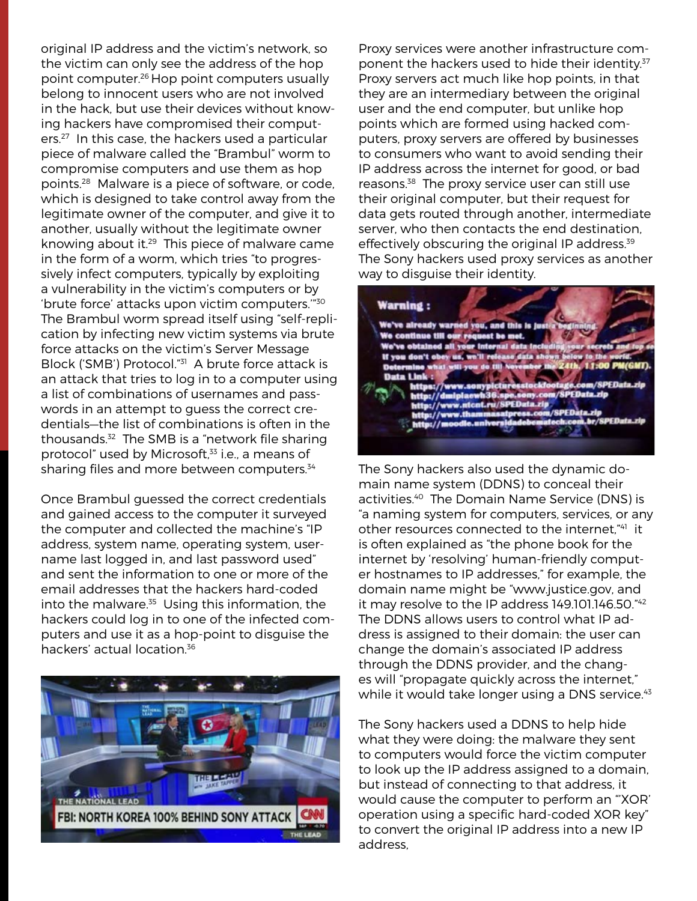original IP address and the victim's network, so the victim can only see the address of the hop point computer.[26] Hop point computers usually belong to innocent users who are not involved in the hack, but use their devices without knowing hackers have compromised their computers.[27] In this case, the hackers used a particular piece of malware called the "Brambul" worm to compromise computers and use them as hop points.[28] Malware is a piece of software, or code, which is designed to take control away from the legitimate owner of the computer, and give it to another, usually without the legitimate owner knowing about it.[29] This piece of malware came in the form of a worm, which tries "to progressively infect computers, typically by exploiting a vulnerability in the victim's computers or by 'brute force' attacks upon victim computers.'"[30] The Brambul worm spread itself using "self-replication by infecting new victim systems via brute force attacks on the victim's Server Message Block ('SMB') Protocol."[31] A brute force attack is an attack that tries to log in to a computer using a list of combinations of usernames and passwords in an attempt to guess the correct credentials—the list of combinations is often in the thousands.[32] The SMB is a "network file sharing protocol" used by Microsoft,[33] i.e., a means of sharing files and more between computers.[34]

Once Brambul guessed the correct credentials and gained access to the computer it surveyed the computer and collected the machine's "IP address, system name, operating system, username last logged in, and last password used" and sent the information to one or more of the email addresses that the hackers hard-coded into the malware.[35] Using this information, the hackers could log in to one of the infected computers and use it as a hop-point to disguise the hackers' actual location.[36]

Proxy services were another infrastructure component the hackers used to hide their identity.[37] Proxy servers act much like hop points, in that they are an intermediary between the original user and the end computer, but unlike hop points which are formed using hacked computers, proxy servers are offered by businesses to consumers who want to avoid sending their IP address across the internet for good, or bad reasons.[38] The proxy service user can still use their original computer, but their request for data gets routed through another, intermediate server, who then contacts the end destination, effectively obscuring the original IP address.[39] The Sony hackers used proxy services as another way to disguise their identity.

The Sony hackers also used the dynamic domain name system (DDNS) to conceal their activities.[40] The Domain Name Service (DNS) is "a naming system for computers, services, or any other resources connected to the internet,"[41] it is often explained as "the phone book for the internet by 'resolving' human-friendly computer hostnames to IP addresses," for example, the domain name might be "www.justice.gov, and it may resolve to the IP address 149.101.146.50."[42] The DDNS allows users to control what IP address is assigned to their domain: the user can change the domain's associated IP address through the DDNS provider, and the changes will "propagate quickly across the internet," while it would take longer using a DNS service.[43]

The Sony hackers used a DDNS to help hide what they were doing: the malware they sent to computers would force the victim computer to look up the IP address assigned to a domain, but instead of connecting to that address, it would cause the computer to perform an "'XOR' operation using a specific hard-coded XOR key" to convert the original IP address into a new IP address,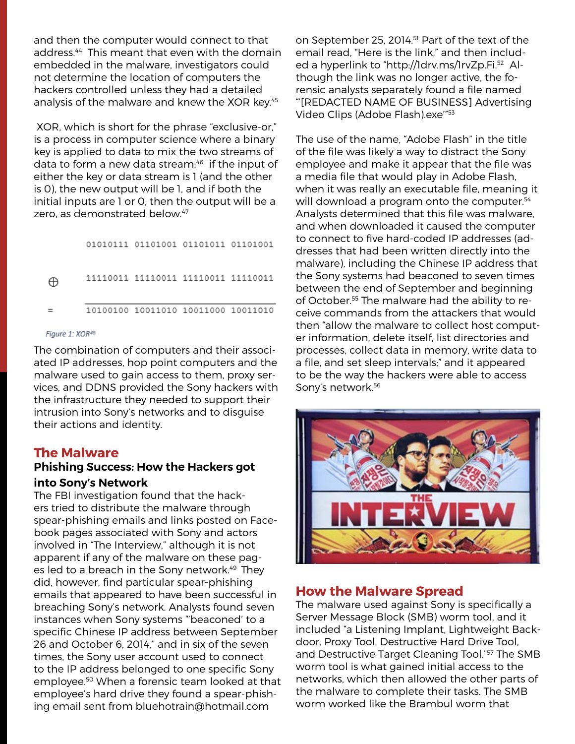and then the computer would connect to that address.[44] This meant that even with the domain embedded in the malware, investigators could not determine the location of computers the hackers controlled unless they had a detailed analysis of the malware and knew the XOR key.[45]

XOR, which is short for the phrase "exclusive-or," is a process in computer science where a binary key is applied to data to mix the two streams of data to form a new data stream:[46] if the input of either the key or data stream is 1 (and the other is 0), the new output will be 1, and if both the initial inputs are 1 or 0, then the output will be a zero, as demonstrated below.[47]

```
    01010111 01101001 01101011 01101001

⊕   11110011 11110011 11110011 11110011
    ___________________________________
=   10100100 10011010 10011000 10011010
```

*Figure 1: XOR[48]*

The combination of computers and their associated IP addresses, hop point computers and the malware used to gain access to them, proxy services, and DDNS provided the Sony hackers with the infrastructure they needed to support their intrusion into Sony's networks and to disguise their actions and identity.

## The Malware

### Phishing Success: How the Hackers got into Sony's Network

The FBI investigation found that the hackers tried to distribute the malware through spear-phishing emails and links posted on Facebook pages associated with Sony and actors involved in "The Interview," although it is not apparent if any of the malware on these pages led to a breach in the Sony network.[49] They did, however, find particular spear-phishing emails that appeared to have been successful in breaching Sony's network. Analysts found seven instances when Sony systems "'beaconed' to a specific Chinese IP address between September 26 and October 6, 2014," and in six of the seven times, the Sony user account used to connect to the IP address belonged to one specific Sony employee.[50] When a forensic team looked at that employee's hard drive they found a spear-phishing email sent from bluehotrain@hotmail.com on September 25, 2014.[51] Part of the text of the email read, "Here is the link," and then included a hyperlink to "http://1drv.ms/1rvZp.Fi.[52] Although the link was no longer active, the forensic analysts separately found a file named "'[REDACTED NAME OF BUSINESS] Advertising Video Clips (Adobe Flash).exe'"[53]

The use of the name, "Adobe Flash" in the title of the file was likely a way to distract the Sony employee and make it appear that the file was a media file that would play in Adobe Flash, when it was really an executable file, meaning it will download a program onto the computer.[54] Analysts determined that this file was malware, and when downloaded it caused the computer to connect to five hard-coded IP addresses (addresses that had been written directly into the malware), including the Chinese IP address that the Sony systems had beaconed to seven times between the end of September and beginning of October.[55] The malware had the ability to receive commands from the attackers that would then "allow the malware to collect host computer information, delete itself, list directories and processes, collect data in memory, write data to a file, and set sleep intervals;" and it appeared to be the way the hackers were able to access Sony's network.[56]

## How the Malware Spread

The malware used against Sony is specifically a Server Message Block (SMB) worm tool, and it included "a Listening Implant, Lightweight Backdoor, Proxy Tool, Destructive Hard Drive Tool, and Destructive Target Cleaning Tool."[57] The SMB worm tool is what gained initial access to the networks, which then allowed the other parts of the malware to complete their tasks. The SMB worm worked like the Brambul worm that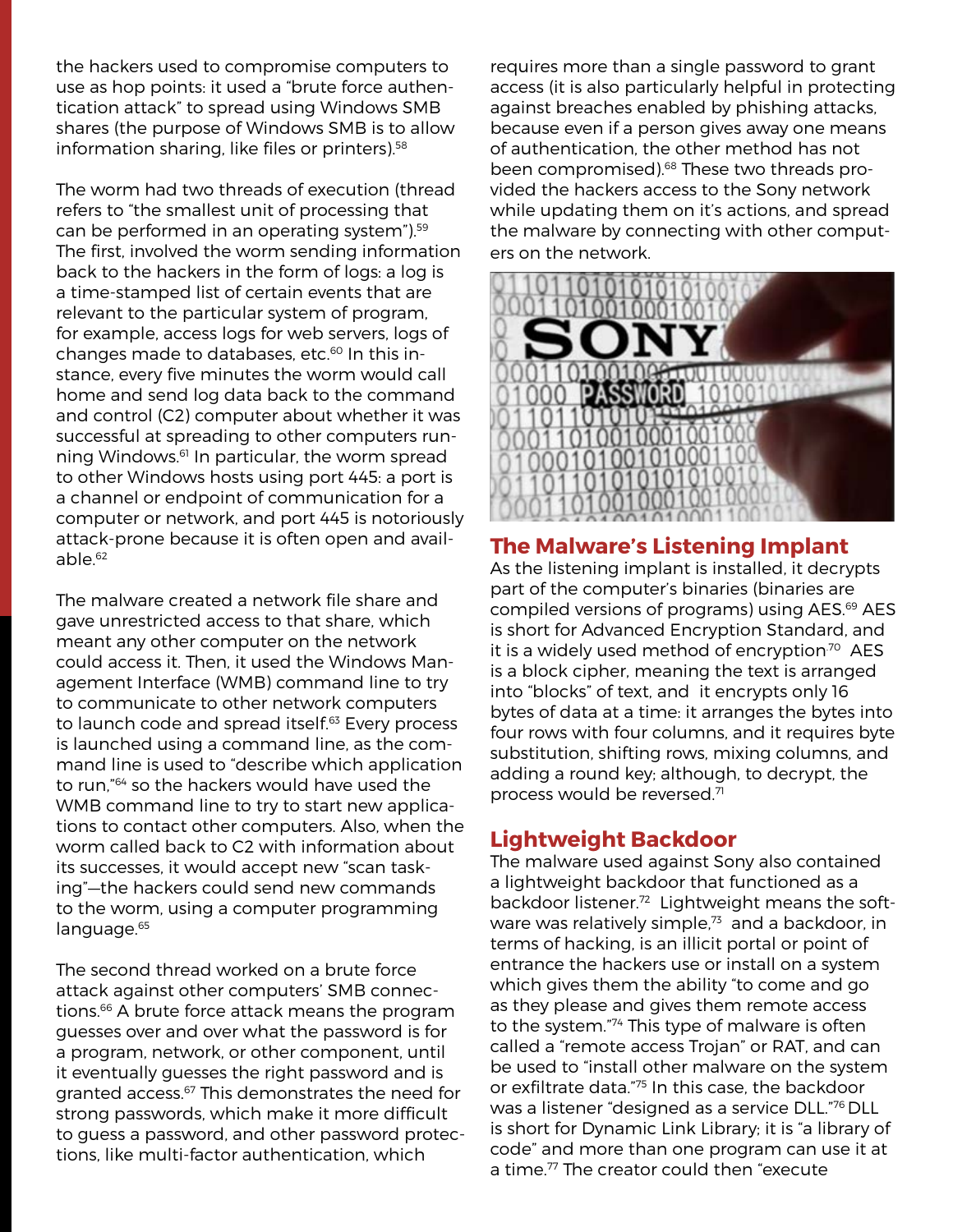the hackers used to compromise computers to use as hop points: it used a "brute force authentication attack" to spread using Windows SMB shares (the purpose of Windows SMB is to allow information sharing, like files or printers).[58]

The worm had two threads of execution (thread refers to "the smallest unit of processing that can be performed in an operating system").[59] The first, involved the worm sending information back to the hackers in the form of logs: a log is a time-stamped list of certain events that are relevant to the particular system of program, for example, access logs for web servers, logs of changes made to databases, etc.[60] In this instance, every five minutes the worm would call home and send log data back to the command and control (C2) computer about whether it was successful at spreading to other computers running Windows.[61] In particular, the worm spread to other Windows hosts using port 445: a port is a channel or endpoint of communication for a computer or network, and port 445 is notoriously attack-prone because it is often open and available.[62]

The malware created a network file share and gave unrestricted access to that share, which meant any other computer on the network could access it. Then, it used the Windows Management Interface (WMB) command line to try to communicate to other network computers to launch code and spread itself.[63] Every process is launched using a command line, as the command line is used to "describe which application to run,"[64] so the hackers would have used the WMB command line to try to start new applications to contact other computers. Also, when the worm called back to C2 with information about its successes, it would accept new "scan tasking"—the hackers could send new commands to the worm, using a computer programming language.[65]

The second thread worked on a brute force attack against other computers' SMB connections.[66] A brute force attack means the program guesses over and over what the password is for a program, network, or other component, until it eventually guesses the right password and is granted access.[67] This demonstrates the need for strong passwords, which make it more difficult to guess a password, and other password protections, like multi-factor authentication, which requires more than a single password to grant access (it is also particularly helpful in protecting against breaches enabled by phishing attacks, because even if a person gives away one means of authentication, the other method has not been compromised).[68] These two threads provided the hackers access to the Sony network while updating them on it's actions, and spread the malware by connecting with other computers on the network.

## The Malware's Listening Implant

As the listening implant is installed, it decrypts part of the computer's binaries (binaries are compiled versions of programs) using AES.[69] AES is short for Advanced Encryption Standard, and it is a widely used method of encryption.[70] AES is a block cipher, meaning the text is arranged into "blocks" of text, and it encrypts only 16 bytes of data at a time: it arranges the bytes into four rows with four columns, and it requires byte substitution, shifting rows, mixing columns, and adding a round key; although, to decrypt, the process would be reversed.[71]

## Lightweight Backdoor

The malware used against Sony also contained a lightweight backdoor that functioned as a backdoor listener.[72] Lightweight means the software was relatively simple,[73] and a backdoor, in terms of hacking, is an illicit portal or point of entrance the hackers use or install on a system which gives them the ability "to come and go as they please and gives them remote access to the system."[74] This type of malware is often called a "remote access Trojan" or RAT, and can be used to "install other malware on the system or exfiltrate data."[75] In this case, the backdoor was a listener "designed as a service DLL."[76] DLL is short for Dynamic Link Library; it is "a library of code" and more than one program can use it at a time.[77] The creator could then "execute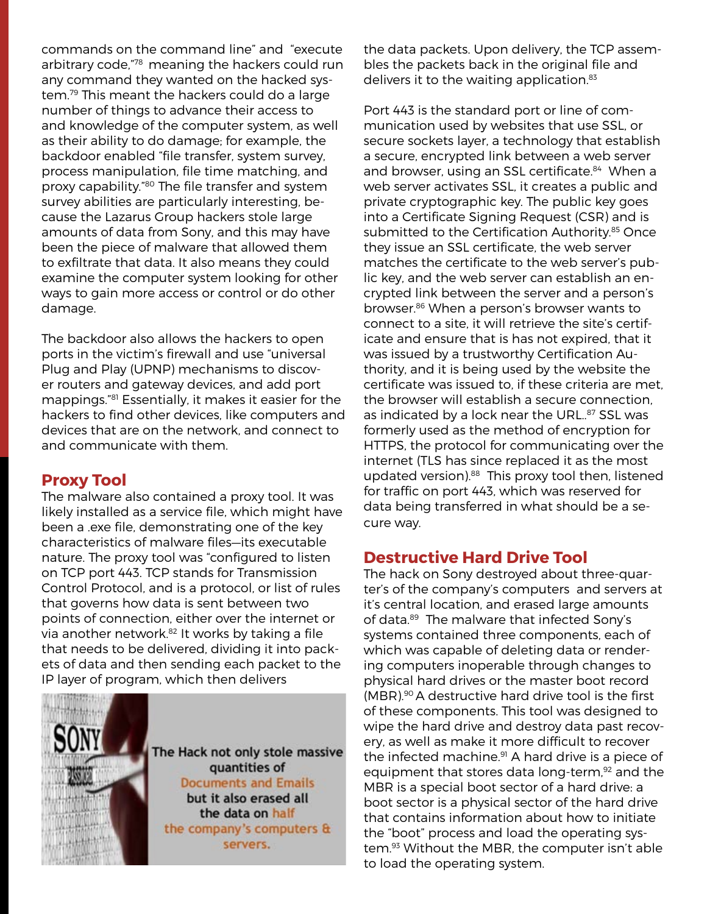commands on the command line" and "execute arbitrary code,"[78] meaning the hackers could run any command they wanted on the hacked system.[79] This meant the hackers could do a large number of things to advance their access to and knowledge of the computer system, as well as their ability to do damage; for example, the backdoor enabled "file transfer, system survey, process manipulation, file time matching, and proxy capability."[80] The file transfer and system survey abilities are particularly interesting, because the Lazarus Group hackers stole large amounts of data from Sony, and this may have been the piece of malware that allowed them to exfiltrate that data. It also means they could examine the computer system looking for other ways to gain more access or control or do other damage.

The backdoor also allows the hackers to open ports in the victim's firewall and use "universal Plug and Play (UPNP) mechanisms to discover routers and gateway devices, and add port mappings."[81] Essentially, it makes it easier for the hackers to find other devices, like computers and devices that are on the network, and connect to and communicate with them.

## Proxy Tool

The malware also contained a proxy tool. It was likely installed as a service file, which might have been a .exe file, demonstrating one of the key characteristics of malware files—its executable nature. The proxy tool was "configured to listen on TCP port 443. TCP stands for Transmission Control Protocol, and is a protocol, or list of rules that governs how data is sent between two points of connection, either over the internet or via another network.[82] It works by taking a file that needs to be delivered, dividing it into packets of data and then sending each packet to the IP layer of program, which then delivers the data packets. Upon delivery, the TCP assembles the packets back in the original file and delivers it to the waiting application.[83]

The Hack not only stole massive quantities of Documents and Emails but it also erased all the data on half the company's computers & servers.

Port 443 is the standard port or line of communication used by websites that use SSL, or secure sockets layer, a technology that establish a secure, encrypted link between a web server and browser, using an SSL certificate.[84] When a web server activates SSL, it creates a public and private cryptographic key. The public key goes into a Certificate Signing Request (CSR) and is submitted to the Certification Authority.[85] Once they issue an SSL certificate, the web server matches the certificate to the web server's public key, and the web server can establish an encrypted link between the server and a person's browser.[86] When a person's browser wants to connect to a site, it will retrieve the site's certificate and ensure that is has not expired, that it was issued by a trustworthy Certification Authority, and it is being used by the website the certificate was issued to, if these criteria are met, the browser will establish a secure connection, as indicated by a lock near the URL..[87] SSL was formerly used as the method of encryption for HTTPS, the protocol for communicating over the internet (TLS has since replaced it as the most updated version).[88] This proxy tool then, listened for traffic on port 443, which was reserved for data being transferred in what should be a secure way.

## Destructive Hard Drive Tool

The hack on Sony destroyed about three-quarter's of the company's computers and servers at it's central location, and erased large amounts of data.[89] The malware that infected Sony's systems contained three components, each of which was capable of deleting data or rendering computers inoperable through changes to physical hard drives or the master boot record (MBR).[90] A destructive hard drive tool is the first of these components. This tool was designed to wipe the hard drive and destroy data past recovery, as well as make it more difficult to recover the infected machine.[91] A hard drive is a piece of equipment that stores data long-term,[92] and the MBR is a special boot sector of a hard drive: a boot sector is a physical sector of the hard drive that contains information about how to initiate the "boot" process and load the operating system.[93] Without the MBR, the computer isn't able to load the operating system.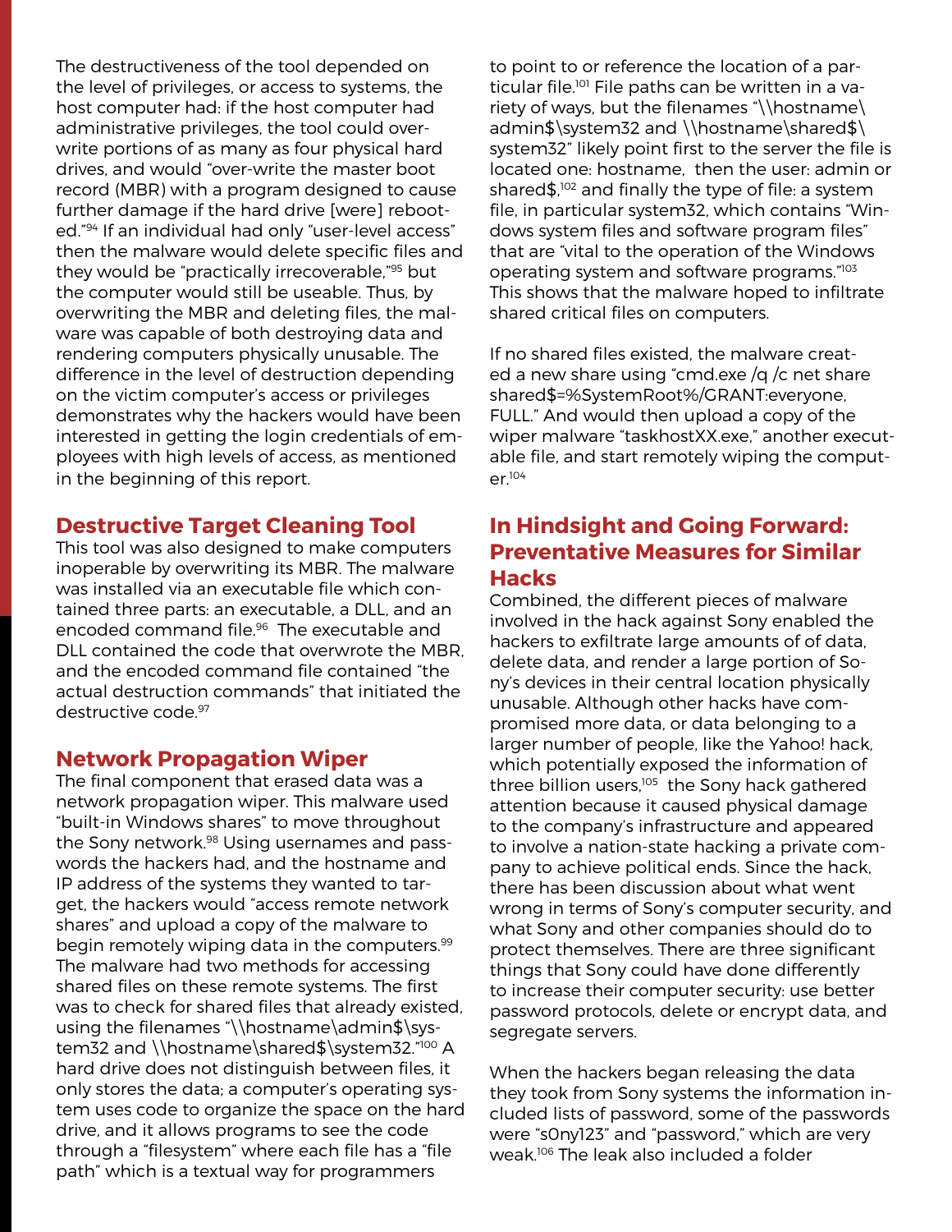The destructiveness of the tool depended on the level of privileges, or access to systems, the host computer had: if the host computer had administrative privileges, the tool could overwrite portions of as many as four physical hard drives, and would "over-write the master boot record (MBR) with a program designed to cause further damage if the hard drive [were] rebooted."[94] If an individual had only "user-level access" then the malware would delete specific files and they would be "practically irrecoverable,"[95] but the computer would still be useable. Thus, by overwriting the MBR and deleting files, the malware was capable of both destroying data and rendering computers physically unusable. The difference in the level of destruction depending on the victim computer's access or privileges demonstrates why the hackers would have been interested in getting the login credentials of employees with high levels of access, as mentioned in the beginning of this report.

## Destructive Target Cleaning Tool

This tool was also designed to make computers inoperable by overwriting its MBR. The malware was installed via an executable file which contained three parts: an executable, a DLL, and an encoded command file.[96] The executable and DLL contained the code that overwrote the MBR, and the encoded command file contained "the actual destruction commands" that initiated the destructive code.[97]

## Network Propagation Wiper

The final component that erased data was a network propagation wiper. This malware used "built-in Windows shares" to move throughout the Sony network.[98] Using usernames and passwords the hackers had, and the hostname and IP address of the systems they wanted to target, the hackers would "access remote network shares" and upload a copy of the malware to begin remotely wiping data in the computers.[99] The malware had two methods for accessing shared files on these remote systems. The first was to check for shared files that already existed, using the filenames "\\hostname\admin$\system32 and \\hostname\shared$\system32."[100] A hard drive does not distinguish between files, it only stores the data; a computer's operating system uses code to organize the space on the hard drive, and it allows programs to see the code through a "filesystem" where each file has a "file path" which is a textual way for programmers to point to or reference the location of a particular file.[101] File paths can be written in a variety of ways, but the filenames "\\hostname\admin$\system32 and \\hostname\shared$\system32" likely point first to the server the file is located one: hostname, then the user: admin or shared$,[102] and finally the type of file: a system file, in particular system32, which contains "Windows system files and software program files" that are "vital to the operation of the Windows operating system and software programs."[103] This shows that the malware hoped to infiltrate shared critical files on computers.

If no shared files existed, the malware created a new share using "cmd.exe /q /c net share shared$=%SystemRoot%/GRANT:everyone, FULL." And would then upload a copy of the wiper malware "taskhostXX.exe," another executable file, and start remotely wiping the computer.[104]

## In Hindsight and Going Forward: Preventative Measures for Similar Hacks

Combined, the different pieces of malware involved in the hack against Sony enabled the hackers to exfiltrate large amounts of of data, delete data, and render a large portion of Sony's devices in their central location physically unusable. Although other hacks have compromised more data, or data belonging to a larger number of people, like the Yahoo! hack, which potentially exposed the information of three billion users,[105] the Sony hack gathered attention because it caused physical damage to the company's infrastructure and appeared to involve a nation-state hacking a private company to achieve political ends. Since the hack, there has been discussion about what went wrong in terms of Sony's computer security, and what Sony and other companies should do to protect themselves. There are three significant things that Sony could have done differently to increase their computer security: use better password protocols, delete or encrypt data, and segregate servers.

When the hackers began releasing the data they took from Sony systems the information included lists of password, some of the passwords were "s0ny123" and "password," which are very weak.[106] The leak also included a folder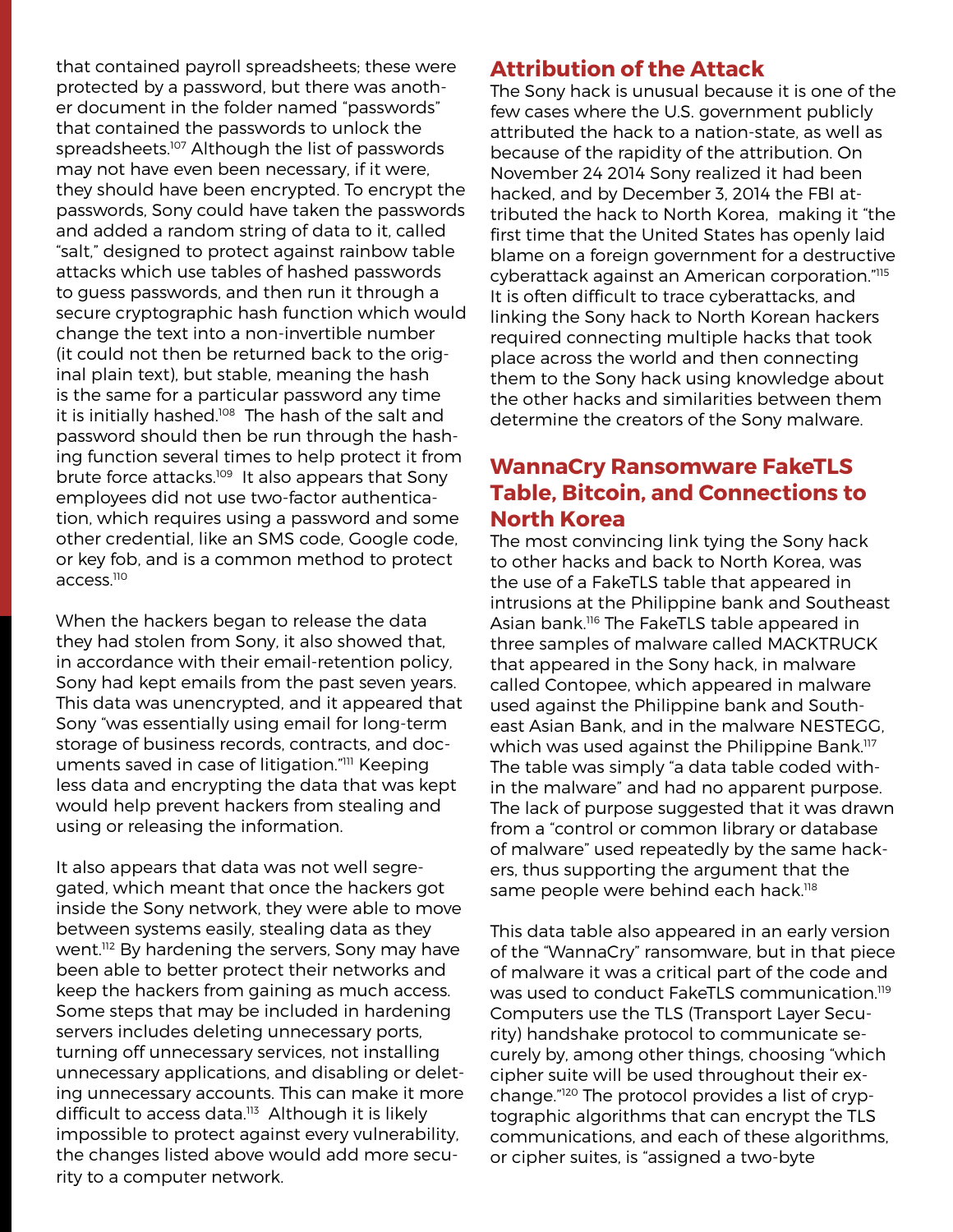that contained payroll spreadsheets; these were protected by a password, but there was another document in the folder named "passwords" that contained the passwords to unlock the spreadsheets.[107] Although the list of passwords may not have even been necessary, if it were, they should have been encrypted. To encrypt the passwords, Sony could have taken the passwords and added a random string of data to it, called "salt," designed to protect against rainbow table attacks which use tables of hashed passwords to guess passwords, and then run it through a secure cryptographic hash function which would change the text into a non-invertible number (it could not then be returned back to the original plain text), but stable, meaning the hash is the same for a particular password any time it is initially hashed.[108] The hash of the salt and password should then be run through the hashing function several times to help protect it from brute force attacks.[109] It also appears that Sony employees did not use two-factor authentication, which requires using a password and some other credential, like an SMS code, Google code, or key fob, and is a common method to protect access.[110]

When the hackers began to release the data they had stolen from Sony, it also showed that, in accordance with their email-retention policy, Sony had kept emails from the past seven years. This data was unencrypted, and it appeared that Sony "was essentially using email for long-term storage of business records, contracts, and documents saved in case of litigation."[111] Keeping less data and encrypting the data that was kept would help prevent hackers from stealing and using or releasing the information.

It also appears that data was not well segregated, which meant that once the hackers got inside the Sony network, they were able to move between systems easily, stealing data as they went.[112] By hardening the servers, Sony may have been able to better protect their networks and keep the hackers from gaining as much access. Some steps that may be included in hardening servers includes deleting unnecessary ports, turning off unnecessary services, not installing unnecessary applications, and disabling or deleting unnecessary accounts. This can make it more difficult to access data.[113] Although it is likely impossible to protect against every vulnerability, the changes listed above would add more security to a computer network.

## Attribution of the Attack

The Sony hack is unusual because it is one of the few cases where the U.S. government publicly attributed the hack to a nation-state, as well as because of the rapidity of the attribution. On November 24 2014 Sony realized it had been hacked, and by December 3, 2014 the FBI attributed the hack to North Korea, making it "the first time that the United States has openly laid blame on a foreign government for a destructive cyberattack against an American corporation."[115] It is often difficult to trace cyberattacks, and linking the Sony hack to North Korean hackers required connecting multiple hacks that took place across the world and then connecting them to the Sony hack using knowledge about the other hacks and similarities between them determine the creators of the Sony malware.

## WannaCry Ransomware FakeTLS Table, Bitcoin, and Connections to North Korea

The most convincing link tying the Sony hack to other hacks and back to North Korea, was the use of a FakeTLS table that appeared in intrusions at the Philippine bank and Southeast Asian bank.[116] The FakeTLS table appeared in three samples of malware called MACKTRUCK that appeared in the Sony hack, in malware called Contopee, which appeared in malware used against the Philippine bank and Southeast Asian Bank, and in the malware NESTEGG, which was used against the Philippine Bank.[117] The table was simply "a data table coded within the malware" and had no apparent purpose. The lack of purpose suggested that it was drawn from a "control or common library or database of malware" used repeatedly by the same hackers, thus supporting the argument that the same people were behind each hack.[118]

This data table also appeared in an early version of the "WannaCry" ransomware, but in that piece of malware it was a critical part of the code and was used to conduct FakeTLS communication.[119] Computers use the TLS (Transport Layer Security) handshake protocol to communicate securely by, among other things, choosing "which cipher suite will be used throughout their exchange."[120] The protocol provides a list of cryptographic algorithms that can encrypt the TLS communications, and each of these algorithms, or cipher suites, is "assigned a two-byte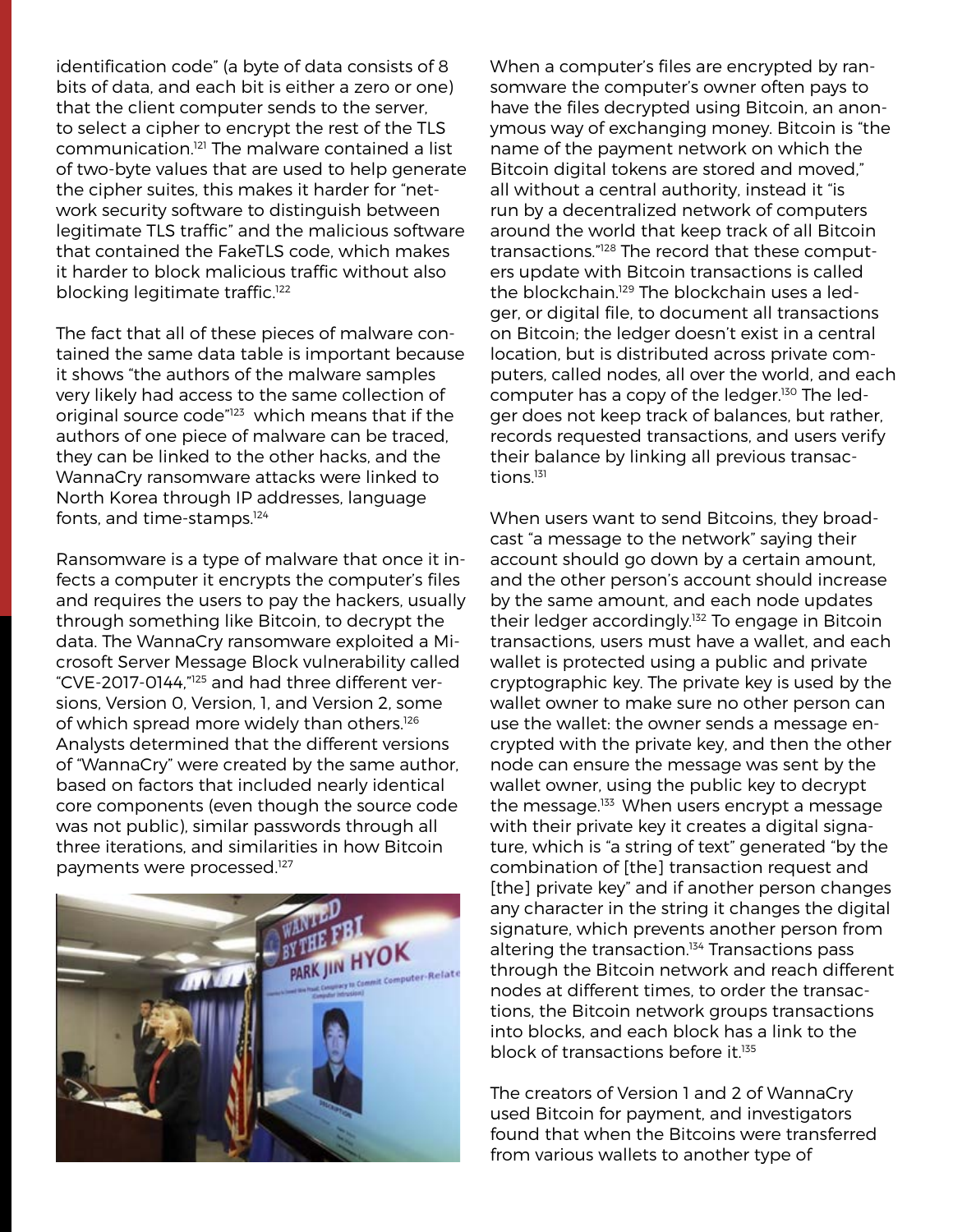identification code" (a byte of data consists of 8 bits of data, and each bit is either a zero or one) that the client computer sends to the server, to select a cipher to encrypt the rest of the TLS communication.[121] The malware contained a list of two-byte values that are used to help generate the cipher suites, this makes it harder for "network security software to distinguish between legitimate TLS traffic" and the malicious software that contained the FakeTLS code, which makes it harder to block malicious traffic without also blocking legitimate traffic.[122]

The fact that all of these pieces of malware contained the same data table is important because it shows "the authors of the malware samples very likely had access to the same collection of original source code"[123] which means that if the authors of one piece of malware can be traced, they can be linked to the other hacks, and the WannaCry ransomware attacks were linked to North Korea through IP addresses, language fonts, and time-stamps.[124]

Ransomware is a type of malware that once it infects a computer it encrypts the computer's files and requires the users to pay the hackers, usually through something like Bitcoin, to decrypt the data. The WannaCry ransomware exploited a Microsoft Server Message Block vulnerability called "CVE-2017-0144,"[125] and had three different versions, Version 0, Version, 1, and Version 2, some of which spread more widely than others.[126] Analysts determined that the different versions of "WannaCry" were created by the same author, based on factors that included nearly identical core components (even though the source code was not public), similar passwords through all three iterations, and similarities in how Bitcoin payments were processed.[127]

When a computer's files are encrypted by ransomware the computer's owner often pays to have the files decrypted using Bitcoin, an anonymous way of exchanging money. Bitcoin is "the name of the payment network on which the Bitcoin digital tokens are stored and moved," all without a central authority, instead it "is run by a decentralized network of computers around the world that keep track of all Bitcoin transactions."[128] The record that these computers update with Bitcoin transactions is called the blockchain.[129] The blockchain uses a ledger, or digital file, to document all transactions on Bitcoin; the ledger doesn't exist in a central location, but is distributed across private computers, called nodes, all over the world, and each computer has a copy of the ledger.[130] The ledger does not keep track of balances, but rather, records requested transactions, and users verify their balance by linking all previous transactions.[131]

When users want to send Bitcoins, they broadcast "a message to the network" saying their account should go down by a certain amount, and the other person's account should increase by the same amount, and each node updates their ledger accordingly.[132] To engage in Bitcoin transactions, users must have a wallet, and each wallet is protected using a public and private cryptographic key. The private key is used by the wallet owner to make sure no other person can use the wallet: the owner sends a message encrypted with the private key, and then the other node can ensure the message was sent by the wallet owner, using the public key to decrypt the message.[133] When users encrypt a message with their private key it creates a digital signature, which is "a string of text" generated "by the combination of [the] transaction request and [the] private key" and if another person changes any character in the string it changes the digital signature, which prevents another person from altering the transaction.[134] Transactions pass through the Bitcoin network and reach different nodes at different times, to order the transactions, the Bitcoin network groups transactions into blocks, and each block has a link to the block of transactions before it.[135]

The creators of Version 1 and 2 of WannaCry used Bitcoin for payment, and investigators found that when the Bitcoins were transferred from various wallets to another type of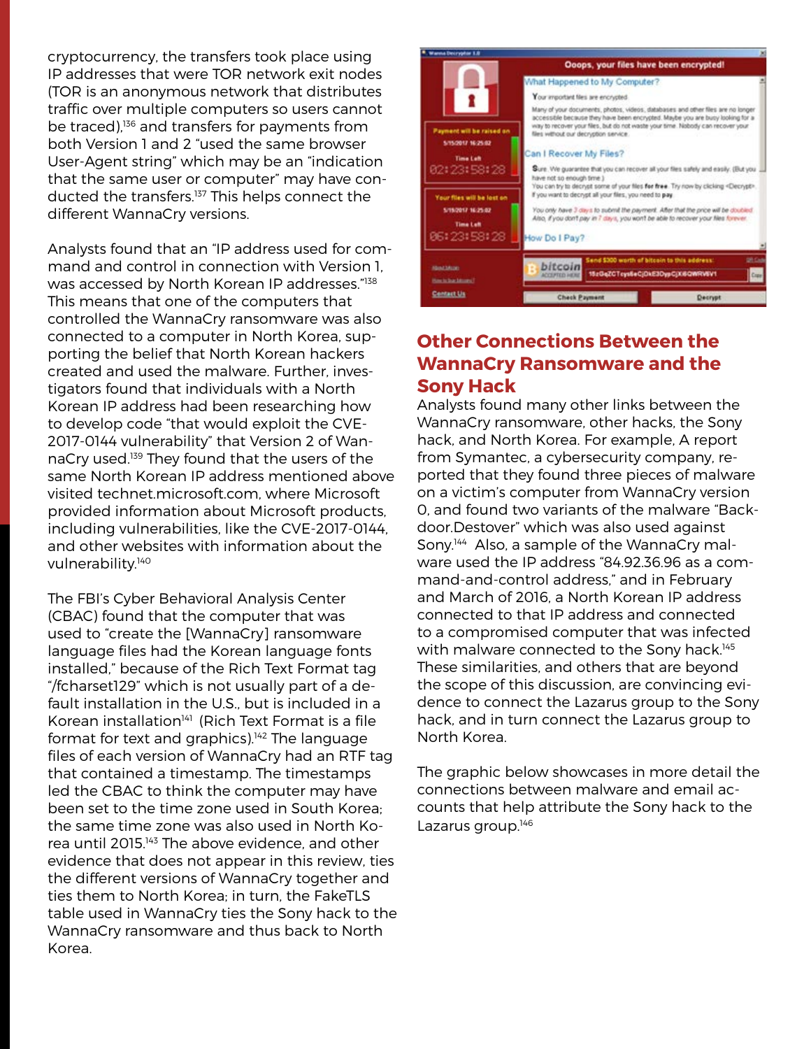cryptocurrency, the transfers took place using IP addresses that were TOR network exit nodes (TOR is an anonymous network that distributes traffic over multiple computers so users cannot be traced),[136] and transfers for payments from both Version 1 and 2 "used the same browser User-Agent string" which may be an "indication that the same user or computer" may have conducted the transfers.[137] This helps connect the different WannaCry versions.

Analysts found that an "IP address used for command and control in connection with Version 1, was accessed by North Korean IP addresses."[138] This means that one of the computers that controlled the WannaCry ransomware was also connected to a computer in North Korea, supporting the belief that North Korean hackers created and used the malware. Further, investigators found that individuals with a North Korean IP address had been researching how to develop code "that would exploit the CVE-2017-0144 vulnerability" that Version 2 of WannaCry used.[139] They found that the users of the same North Korean IP address mentioned above visited technet.microsoft.com, where Microsoft provided information about Microsoft products, including vulnerabilities, like the CVE-2017-0144, and other websites with information about the vulnerability.[140]

The FBI's Cyber Behavioral Analysis Center (CBAC) found that the computer that was used to "create the [WannaCry] ransomware language files had the Korean language fonts installed," because of the Rich Text Format tag "/fcharset129" which is not usually part of a default installation in the U.S., but is included in a Korean installation[141] (Rich Text Format is a file format for text and graphics).[142] The language files of each version of WannaCry had an RTF tag that contained a timestamp. The timestamps led the CBAC to think the computer may have been set to the time zone used in South Korea; the same time zone was also used in North Korea until 2015.[143] The above evidence, and other evidence that does not appear in this review, ties the different versions of WannaCry together and ties them to North Korea; in turn, the FakeTLS table used in WannaCry ties the Sony hack to the WannaCry ransomware and thus back to North Korea.

## Other Connections Between the WannaCry Ransomware and the Sony Hack

Analysts found many other links between the WannaCry ransomware, other hacks, the Sony hack, and North Korea. For example, A report from Symantec, a cybersecurity company, reported that they found three pieces of malware on a victim's computer from WannaCry version 0, and found two variants of the malware "Backdoor.Destover" which was also used against Sony.[144] Also, a sample of the WannaCry malware used the IP address "84.92.36.96 as a command-and-control address," and in February and March of 2016, a North Korean IP address connected to that IP address and connected to a compromised computer that was infected with malware connected to the Sony hack.[145] These similarities, and others that are beyond the scope of this discussion, are convincing evidence to connect the Lazarus group to the Sony hack, and in turn connect the Lazarus group to North Korea.

The graphic below showcases in more detail the connections between malware and email accounts that help attribute the Sony hack to the Lazarus group.[146]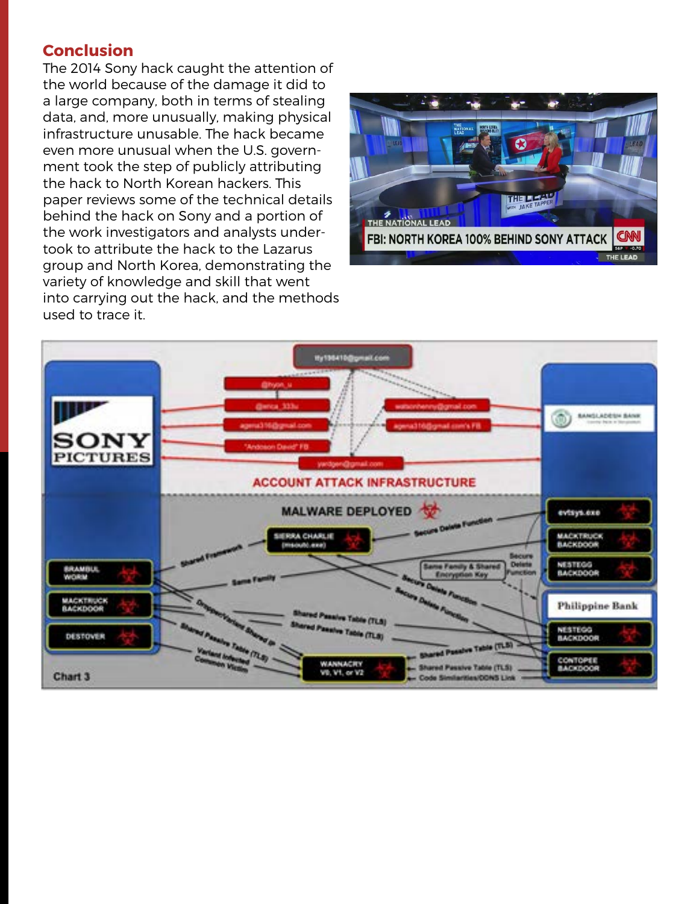## Conclusion

The 2014 Sony hack caught the attention of the world because of the damage it did to a large company, both in terms of stealing data, and, more unusually, making physical infrastructure unusable. The hack became even more unusual when the U.S. government took the step of publicly attributing the hack to North Korean hackers. This paper reviews some of the technical details behind the hack on Sony and a portion of the work investigators and analysts undertook to attribute the hack to the Lazarus group and North Korea, demonstrating the variety of knowledge and skill that went into carrying out the hack, and the methods used to trace it.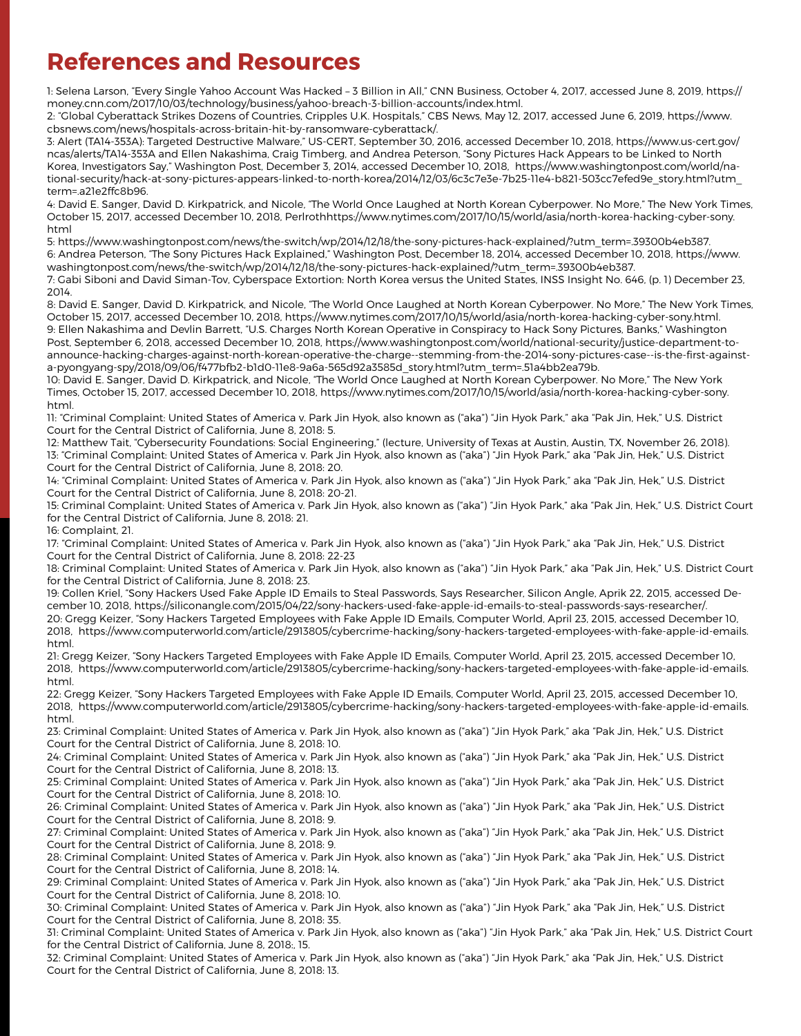# References and Resources

1: Selena Larson, "Every Single Yahoo Account Was Hacked – 3 Billion in All," CNN Business, October 4, 2017, accessed June 8, 2019, https://money.cnn.com/2017/10/03/technology/business/yahoo-breach-3-billion-accounts/index.html.

2: "Global Cyberattack Strikes Dozens of Countries, Cripples U.K. Hospitals," CBS News, May 12, 2017, accessed June 6, 2019, https://www.cbsnews.com/news/hospitals-across-britain-hit-by-ransomware-cyberattack/.

3: Alert (TA14-353A): Targeted Destructive Malware," US-CERT, September 30, 2016, accessed December 10, 2018, https://www.us-cert.gov/ncas/alerts/TA14-353A and Ellen Nakashima, Craig Timberg, and Andrea Peterson, "Sony Pictures Hack Appears to be Linked to North Korea, Investigators Say," Washington Post, December 3, 2014, accessed December 10, 2018, https://www.washingtonpost.com/world/national-security/hack-at-sony-pictures-appears-linked-to-north-korea/2014/12/03/6c3c7e3e-7b25-11e4-b821-503cc7efed9e_story.html?utm_term=.a21e2ffc8b96.

4: David E. Sanger, David D. Kirkpatrick, and Nicole, "The World Once Laughed at North Korean Cyberpower. No More," The New York Times, October 15, 2017, accessed December 10, 2018, Perlrothhttps://www.nytimes.com/2017/10/15/world/asia/north-korea-hacking-cyber-sony.html

5: https://www.washingtonpost.com/news/the-switch/wp/2014/12/18/the-sony-pictures-hack-explained/?utm_term=.39300b4eb387.

6: Andrea Peterson, "The Sony Pictures Hack Explained," Washington Post, December 18, 2014, accessed December 10, 2018, https://www.washingtonpost.com/news/the-switch/wp/2014/12/18/the-sony-pictures-hack-explained/?utm_term=.39300b4eb387.

7: Gabi Siboni and David Siman-Tov, Cyberspace Extortion: North Korea versus the United States, INSS Insight No. 646, (p. 1) December 23, 2014.

8: David E. Sanger, David D. Kirkpatrick, and Nicole, "The World Once Laughed at North Korean Cyberpower. No More," The New York Times, October 15, 2017, accessed December 10, 2018, https://www.nytimes.com/2017/10/15/world/asia/north-korea-hacking-cyber-sony.html.

9: Ellen Nakashima and Devlin Barrett, "U.S. Charges North Korean Operative in Conspiracy to Hack Sony Pictures, Banks," Washington Post, September 6, 2018, accessed December 10, 2018, https://www.washingtonpost.com/world/national-security/justice-department-to-announce-hacking-charges-against-north-korean-operative-the-charge--stemming-from-the-2014-sony-pictures-case--is-the-first-against-a-pyongyang-spy/2018/09/06/f477bfb2-b1d0-11e8-9a6a-565d92a3585d_story.html?utm_term=.51a4bb2ea79b.

10: David E. Sanger, David D. Kirkpatrick, and Nicole, "The World Once Laughed at North Korean Cyberpower. No More," The New York Times, October 15, 2017, accessed December 10, 2018, https://www.nytimes.com/2017/10/15/world/asia/north-korea-hacking-cyber-sony.html.

11: "Criminal Complaint: United States of America v. Park Jin Hyok, also known as ("aka") "Jin Hyok Park," aka "Pak Jin, Hek," U.S. District Court for the Central District of California, June 8, 2018: 5.

12: Matthew Tait, "Cybersecurity Foundations: Social Engineering," (lecture, University of Texas at Austin, Austin, TX, November 26, 2018).

13: "Criminal Complaint: United States of America v. Park Jin Hyok, also known as ("aka") "Jin Hyok Park," aka "Pak Jin, Hek," U.S. District Court for the Central District of California, June 8, 2018: 20.

14: "Criminal Complaint: United States of America v. Park Jin Hyok, also known as ("aka") "Jin Hyok Park," aka "Pak Jin, Hek," U.S. District Court for the Central District of California, June 8, 2018: 20-21.

15: Criminal Complaint: United States of America v. Park Jin Hyok, also known as ("aka") "Jin Hyok Park," aka "Pak Jin, Hek," U.S. District Court for the Central District of California, June 8, 2018: 21.

16: Complaint, 21.

17: "Criminal Complaint: United States of America v. Park Jin Hyok, also known as ("aka") "Jin Hyok Park," aka "Pak Jin, Hek," U.S. District Court for the Central District of California, June 8, 2018: 22-23

18: Criminal Complaint: United States of America v. Park Jin Hyok, also known as ("aka") "Jin Hyok Park," aka "Pak Jin, Hek," U.S. District Court for the Central District of California, June 8, 2018: 23.

19: Collen Kriel, "Sony Hackers Used Fake Apple ID Emails to Steal Passwords, Says Researcher, Silicon Angle, Aprik 22, 2015, accessed December 10, 2018, https://siliconangle.com/2015/04/22/sony-hackers-used-fake-apple-id-emails-to-steal-passwords-says-researcher/.

20: Gregg Keizer, "Sony Hackers Targeted Employees with Fake Apple ID Emails, Computer World, April 23, 2015, accessed December 10, 2018, https://www.computerworld.com/article/2913805/cybercrime-hacking/sony-hackers-targeted-employees-with-fake-apple-id-emails.html.

21: Gregg Keizer, "Sony Hackers Targeted Employees with Fake Apple ID Emails, Computer World, April 23, 2015, accessed December 10, 2018, https://www.computerworld.com/article/2913805/cybercrime-hacking/sony-hackers-targeted-employees-with-fake-apple-id-emails.html.

22: Gregg Keizer, "Sony Hackers Targeted Employees with Fake Apple ID Emails, Computer World, April 23, 2015, accessed December 10, 2018, https://www.computerworld.com/article/2913805/cybercrime-hacking/sony-hackers-targeted-employees-with-fake-apple-id-emails.html.

23: Criminal Complaint: United States of America v. Park Jin Hyok, also known as ("aka") "Jin Hyok Park," aka "Pak Jin, Hek," U.S. District Court for the Central District of California, June 8, 2018: 10.

24: Criminal Complaint: United States of America v. Park Jin Hyok, also known as ("aka") "Jin Hyok Park," aka "Pak Jin, Hek," U.S. District Court for the Central District of California, June 8, 2018: 13.

25: Criminal Complaint: United States of America v. Park Jin Hyok, also known as ("aka") "Jin Hyok Park," aka "Pak Jin, Hek," U.S. District Court for the Central District of California, June 8, 2018: 10.

26: Criminal Complaint: United States of America v. Park Jin Hyok, also known as ("aka") "Jin Hyok Park," aka "Pak Jin, Hek," U.S. District Court for the Central District of California, June 8, 2018: 9.

27: Criminal Complaint: United States of America v. Park Jin Hyok, also known as ("aka") "Jin Hyok Park," aka "Pak Jin, Hek," U.S. District Court for the Central District of California, June 8, 2018: 9.

28: Criminal Complaint: United States of America v. Park Jin Hyok, also known as ("aka") "Jin Hyok Park," aka "Pak Jin, Hek," U.S. District Court for the Central District of California, June 8, 2018: 14.

29: Criminal Complaint: United States of America v. Park Jin Hyok, also known as ("aka") "Jin Hyok Park," aka "Pak Jin, Hek," U.S. District Court for the Central District of California, June 8, 2018: 10.

30: Criminal Complaint: United States of America v. Park Jin Hyok, also known as ("aka") "Jin Hyok Park," aka "Pak Jin, Hek," U.S. District Court for the Central District of California, June 8, 2018: 35.

31: Criminal Complaint: United States of America v. Park Jin Hyok, also known as ("aka") "Jin Hyok Park," aka "Pak Jin, Hek," U.S. District Court for the Central District of California, June 8, 2018:, 15.

32: Criminal Complaint: United States of America v. Park Jin Hyok, also known as ("aka") "Jin Hyok Park," aka "Pak Jin, Hek," U.S. District Court for the Central District of California, June 8, 2018: 13.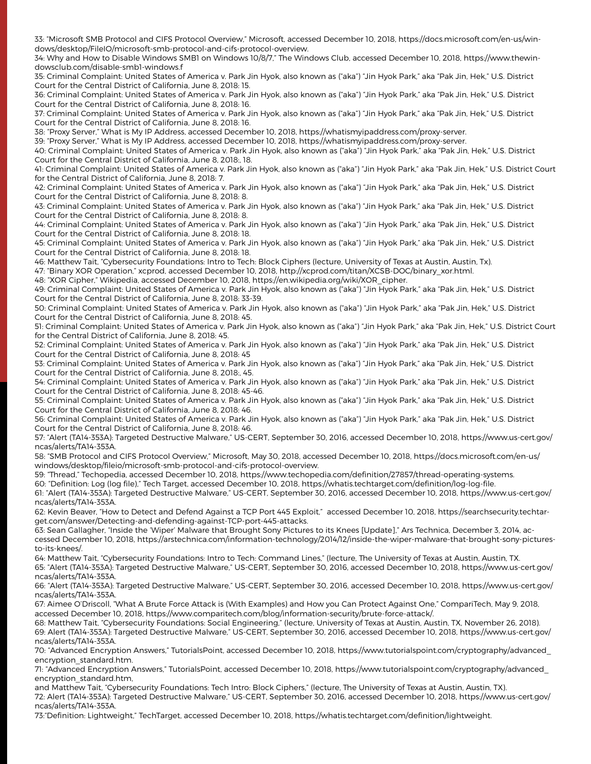33: "Microsoft SMB Protocol and CIFS Protocol Overview," Microsoft, accessed December 10, 2018, https://docs.microsoft.com/en-us/windows/desktop/FileIO/microsoft-smb-protocol-and-cifs-protocol-overview.

34: Why and How to Disable Windows SMB1 on Windows 10/8/7," The Windows Club, accessed December 10, 2018, https://www.thewindowsclub.com/disable-smb1-windows.f

35: Criminal Complaint: United States of America v. Park Jin Hyok, also known as ("aka") "Jin Hyok Park," aka "Pak Jin, Hek," U.S. District Court for the Central District of California, June 8, 2018: 15.

36: Criminal Complaint: United States of America v. Park Jin Hyok, also known as ("aka") "Jin Hyok Park," aka "Pak Jin, Hek," U.S. District Court for the Central District of California, June 8, 2018: 16.

37: Criminal Complaint: United States of America v. Park Jin Hyok, also known as ("aka") "Jin Hyok Park," aka "Pak Jin, Hek," U.S. District Court for the Central District of California, June 8, 2018: 16.

38: "Proxy Server," What is My IP Address, accessed December 10, 2018, https://whatismyipaddress.com/proxy-server.

39: "Proxy Server," What is My IP Address, accessed December 10, 2018, https://whatismyipaddress.com/proxy-server.

40: Criminal Complaint: United States of America v. Park Jin Hyok, also known as ("aka") "Jin Hyok Park," aka "Pak Jin, Hek," U.S. District Court for the Central District of California, June 8, 2018:, 18.

41: Criminal Complaint: United States of America v. Park Jin Hyok, also known as ("aka") "Jin Hyok Park," aka "Pak Jin, Hek," U.S. District Court for the Central District of California, June 8, 2018: 7.

42: Criminal Complaint: United States of America v. Park Jin Hyok, also known as ("aka") "Jin Hyok Park," aka "Pak Jin, Hek," U.S. District Court for the Central District of California, June 8, 2018: 8.

43: Criminal Complaint: United States of America v. Park Jin Hyok, also known as ("aka") "Jin Hyok Park," aka "Pak Jin, Hek," U.S. District Court for the Central District of California, June 8, 2018: 8.

44: Criminal Complaint: United States of America v. Park Jin Hyok, also known as ("aka") "Jin Hyok Park," aka "Pak Jin, Hek," U.S. District Court for the Central District of California, June 8, 2018: 18.

45: Criminal Complaint: United States of America v. Park Jin Hyok, also known as ("aka") "Jin Hyok Park," aka "Pak Jin, Hek," U.S. District Court for the Central District of California, June 8, 2018: 18.

46: Matthew Tait, "Cybersecurity Foundations: Intro to Tech: Block Ciphers (lecture, University of Texas at Austin, Austin, Tx).

47: "Binary XOR Operation," xcprod, accessed December 10, 2018, http://xcprod.com/titan/XCSB-DOC/binary_xor.html.

48: "XOR Cipher," Wikipedia, accessed December 10, 2018, https://en.wikipedia.org/wiki/XOR_cipher.

49: Criminal Complaint: United States of America v. Park Jin Hyok, also known as ("aka") "Jin Hyok Park," aka "Pak Jin, Hek," U.S. District Court for the Central District of California, June 8, 2018: 33-39.

50: Criminal Complaint: United States of America v. Park Jin Hyok, also known as ("aka") "Jin Hyok Park," aka "Pak Jin, Hek," U.S. District Court for the Central District of California, June 8, 2018: 45.

51: Criminal Complaint: United States of America v. Park Jin Hyok, also known as ("aka") "Jin Hyok Park," aka "Pak Jin, Hek," U.S. District Court for the Central District of California, June 8, 2018: 45.

52: Criminal Complaint: United States of America v. Park Jin Hyok, also known as ("aka") "Jin Hyok Park," aka "Pak Jin, Hek," U.S. District Court for the Central District of California, June 8, 2018: 45

53: Criminal Complaint: United States of America v. Park Jin Hyok, also known as ("aka") "Jin Hyok Park," aka "Pak Jin, Hek," U.S. District Court for the Central District of California, June 8, 2018:, 45.

54: Criminal Complaint: United States of America v. Park Jin Hyok, also known as ("aka") "Jin Hyok Park," aka "Pak Jin, Hek," U.S. District Court for the Central District of California, June 8, 2018: 45-46.

55: Criminal Complaint: United States of America v. Park Jin Hyok, also known as ("aka") "Jin Hyok Park," aka "Pak Jin, Hek," U.S. District Court for the Central District of California, June 8, 2018: 46.

56: Criminal Complaint: United States of America v. Park Jin Hyok, also known as ("aka") "Jin Hyok Park," aka "Pak Jin, Hek," U.S. District Court for the Central District of California, June 8, 2018: 46.

57: "Alert (TA14-353A): Targeted Destructive Malware," US-CERT, September 30, 2016, accessed December 10, 2018, https://www.us-cert.gov/ncas/alerts/TA14-353A.

58: "SMB Protocol and CIFS Protocol Overview," Microsoft, May 30, 2018, accessed December 10, 2018, https://docs.microsoft.com/en-us/windows/desktop/fileio/microsoft-smb-protocol-and-cifs-protocol-overview.

59: "Thread," Techopedia, accessed December 10, 2018, https://www.techopedia.com/definition/27857/thread-operating-systems.

60: "Definition: Log (log file)," Tech Target, accessed December 10, 2018, https://whatis.techtarget.com/definition/log-log-file.

61: "Alert (TA14-353A): Targeted Destructive Malware," US-CERT, September 30, 2016, accessed December 10, 2018, https://www.us-cert.gov/ncas/alerts/TA14-353A.

62: Kevin Beaver, "How to Detect and Defend Against a TCP Port 445 Exploit," accessed December 10, 2018, https://searchsecurity.techtarget.com/answer/Detecting-and-defending-against-TCP-port-445-attacks.

63: Sean Gallagher, "Inside the 'Wiper' Malware that Brought Sony Pictures to its Knees [Update]," Ars Technica, December 3, 2014, accessed December 10, 2018, https://arstechnica.com/information-technology/2014/12/inside-the-wiper-malware-that-brought-sony-pictures-to-its-knees/.

64: Matthew Tait, "Cybersecurity Foundations: Intro to Tech: Command Lines," (lecture, The University of Texas at Austin, Austin, TX.

65: "Alert (TA14-353A): Targeted Destructive Malware," US-CERT, September 30, 2016, accessed December 10, 2018, https://www.us-cert.gov/ncas/alerts/TA14-353A.

66: "Alert (TA14-353A): Targeted Destructive Malware," US-CERT, September 30, 2016, accessed December 10, 2018, https://www.us-cert.gov/ncas/alerts/TA14-353A.

67: Aimee O'Driscoll, "What A Brute Force Attack is (With Examples) and How you Can Protect Against One," CompariTech, May 9, 2018, accessed December 10, 2018, https://www.comparitech.com/blog/information-security/brute-force-attack/.

68: Matthew Tait, "Cybersecurity Foundations: Social Engineering," (lecture, University of Texas at Austin, Austin, TX, November 26, 2018).

69: Alert (TA14-353A): Targeted Destructive Malware," US-CERT, September 30, 2016, accessed December 10, 2018, https://www.us-cert.gov/ncas/alerts/TA14-353A.

70: "Advanced Encryption Answers," TutorialsPoint, accessed December 10, 2018, https://www.tutorialspoint.com/cryptography/advanced_encryption_standard.htm.

71: "Advanced Encryption Answers," TutorialsPoint, accessed December 10, 2018, https://www.tutorialspoint.com/cryptography/advanced_encryption_standard.htm,
and Matthew Tait, "Cybersecurity Foundations: Tech Intro: Block Ciphers," (lecture, The University of Texas at Austin, Austin, TX).

72: Alert (TA14-353A): Targeted Destructive Malware," US-CERT, September 30, 2016, accessed December 10, 2018, https://www.us-cert.gov/ncas/alerts/TA14-353A.

73:"Definition: Lightweight," TechTarget, accessed December 10, 2018, https://whatis.techtarget.com/definition/lightweight.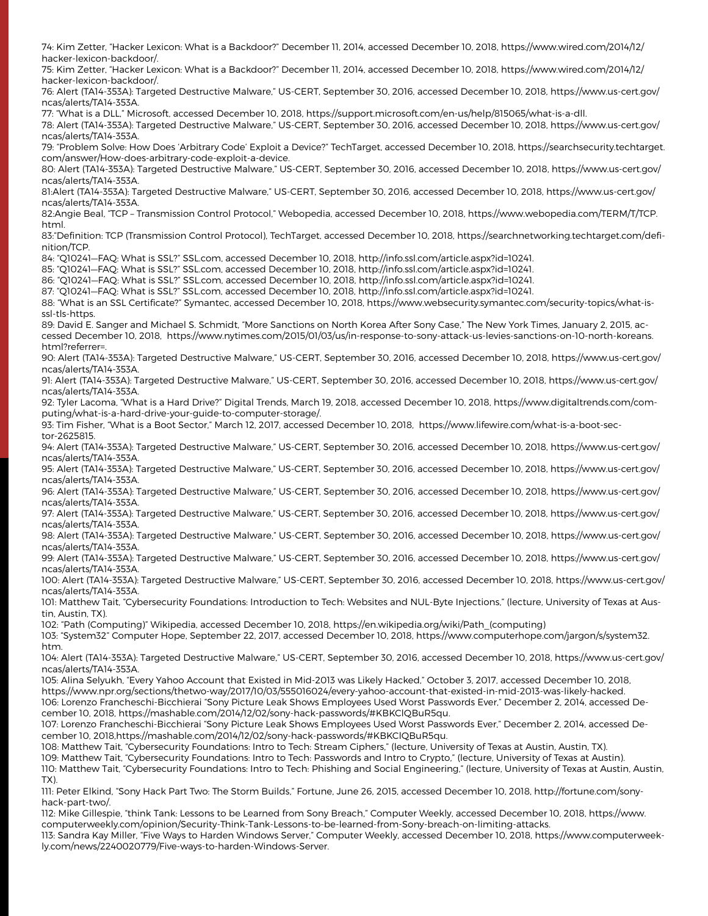74: Kim Zetter, "Hacker Lexicon: What is a Backdoor?" December 11, 2014, accessed December 10, 2018, https://www.wired.com/2014/12/hacker-lexicon-backdoor/.

75: Kim Zetter, "Hacker Lexicon: What is a Backdoor?" December 11, 2014, accessed December 10, 2018, https://www.wired.com/2014/12/hacker-lexicon-backdoor/.

76: Alert (TA14-353A): Targeted Destructive Malware," US-CERT, September 30, 2016, accessed December 10, 2018, https://www.us-cert.gov/ncas/alerts/TA14-353A.

77: "What is a DLL," Microsoft, accessed December 10, 2018, https://support.microsoft.com/en-us/help/815065/what-is-a-dll.

78: Alert (TA14-353A): Targeted Destructive Malware," US-CERT, September 30, 2016, accessed December 10, 2018, https://www.us-cert.gov/ncas/alerts/TA14-353A.

79: "Problem Solve: How Does 'Arbitrary Code' Exploit a Device?" TechTarget, accessed December 10, 2018, https://searchsecurity.techtarget.com/answer/How-does-arbitrary-code-exploit-a-device.

80: Alert (TA14-353A): Targeted Destructive Malware," US-CERT, September 30, 2016, accessed December 10, 2018, https://www.us-cert.gov/ncas/alerts/TA14-353A.

81:Alert (TA14-353A): Targeted Destructive Malware," US-CERT, September 30, 2016, accessed December 10, 2018, https://www.us-cert.gov/ncas/alerts/TA14-353A.

82:Angie Beal, "TCP – Transmission Control Protocol," Webopedia, accessed December 10, 2018, https://www.webopedia.com/TERM/T/TCP.html.

83:"Definition: TCP (Transmission Control Protocol), TechTarget, accessed December 10, 2018, https://searchnetworking.techtarget.com/definition/TCP.

84: "Q10241—FAQ: What is SSL?" SSL.com, accessed December 10, 2018, http://info.ssl.com/article.aspx?id=10241.

85: "Q10241—FAQ: What is SSL?" SSL.com, accessed December 10, 2018, http://info.ssl.com/article.aspx?id=10241.

86: "Q10241—FAQ: What is SSL?" SSL.com, accessed December 10, 2018, http://info.ssl.com/article.aspx?id=10241.

87: "Q10241—FAQ: What is SSL?" SSL.com, accessed December 10, 2018, http://info.ssl.com/article.aspx?id=10241.

88: "What is an SSL Certificate?" Symantec, accessed December 10, 2018, https://www.websecurity.symantec.com/security-topics/what-is-ssl-tls-https.

89: David E. Sanger and Michael S. Schmidt, "More Sanctions on North Korea After Sony Case," The New York Times, January 2, 2015, accessed December 10, 2018, https://www.nytimes.com/2015/01/03/us/in-response-to-sony-attack-us-levies-sanctions-on-10-north-koreans.html?referrer=.

90: Alert (TA14-353A): Targeted Destructive Malware," US-CERT, September 30, 2016, accessed December 10, 2018, https://www.us-cert.gov/ncas/alerts/TA14-353A.

91: Alert (TA14-353A): Targeted Destructive Malware," US-CERT, September 30, 2016, accessed December 10, 2018, https://www.us-cert.gov/ncas/alerts/TA14-353A.

92: Tyler Lacoma, "What is a Hard Drive?" Digital Trends, March 19, 2018, accessed December 10, 2018, https://www.digitaltrends.com/computing/what-is-a-hard-drive-your-guide-to-computer-storage/.

93: Tim Fisher, "What is a Boot Sector," March 12, 2017, accessed December 10, 2018, https://www.lifewire.com/what-is-a-boot-sector-2625815.

94: Alert (TA14-353A): Targeted Destructive Malware," US-CERT, September 30, 2016, accessed December 10, 2018, https://www.us-cert.gov/ncas/alerts/TA14-353A.

95: Alert (TA14-353A): Targeted Destructive Malware," US-CERT, September 30, 2016, accessed December 10, 2018, https://www.us-cert.gov/ncas/alerts/TA14-353A.

96: Alert (TA14-353A): Targeted Destructive Malware," US-CERT, September 30, 2016, accessed December 10, 2018, https://www.us-cert.gov/ncas/alerts/TA14-353A.

97: Alert (TA14-353A): Targeted Destructive Malware," US-CERT, September 30, 2016, accessed December 10, 2018, https://www.us-cert.gov/ncas/alerts/TA14-353A.

98: Alert (TA14-353A): Targeted Destructive Malware," US-CERT, September 30, 2016, accessed December 10, 2018, https://www.us-cert.gov/ncas/alerts/TA14-353A.

99: Alert (TA14-353A): Targeted Destructive Malware," US-CERT, September 30, 2016, accessed December 10, 2018, https://www.us-cert.gov/ncas/alerts/TA14-353A.

100: Alert (TA14-353A): Targeted Destructive Malware," US-CERT, September 30, 2016, accessed December 10, 2018, https://www.us-cert.gov/ncas/alerts/TA14-353A.

101: Matthew Tait, "Cybersecurity Foundations: Introduction to Tech: Websites and NUL-Byte Injections," (lecture, University of Texas at Austin, Austin, TX).

102: "Path (Computing)" Wikipedia, accessed December 10, 2018, https://en.wikipedia.org/wiki/Path_(computing)

103: "System32" Computer Hope, September 22, 2017, accessed December 10, 2018, https://www.computerhope.com/jargon/s/system32.htm.

104: Alert (TA14-353A): Targeted Destructive Malware," US-CERT, September 30, 2016, accessed December 10, 2018, https://www.us-cert.gov/ncas/alerts/TA14-353A.

105: Alina Selyukh, "Every Yahoo Account that Existed in Mid-2013 was Likely Hacked," October 3, 2017, accessed December 10, 2018, https://www.npr.org/sections/thetwo-way/2017/10/03/555016024/every-yahoo-account-that-existed-in-mid-2013-was-likely-hacked.

106: Lorenzo Franceschi-Bicchierai "Sony Picture Leak Shows Employees Used Worst Passwords Ever," December 2, 2014, accessed December 10, 2018, https://mashable.com/2014/12/02/sony-hack-passwords/#KBKClQBuR5qu.

107: Lorenzo Franceschi-Bicchierai "Sony Picture Leak Shows Employees Used Worst Passwords Ever," December 2, 2014, accessed December 10, 2018,https://mashable.com/2014/12/02/sony-hack-passwords/#KBKClQBuR5qu.

108: Matthew Tait, "Cybersecurity Foundations: Intro to Tech: Stream Ciphers," (lecture, University of Texas at Austin, Austin, TX).

109: Matthew Tait, "Cybersecurity Foundations: Intro to Tech: Passwords and Intro to Crypto," (lecture, University of Texas at Austin).

110: Matthew Tait, "Cybersecurity Foundations: Intro to Tech: Phishing and Social Engineering," (lecture, University of Texas at Austin, Austin, TX).

111: Peter Elkind, "Sony Hack Part Two: The Storm Builds," Fortune, June 26, 2015, accessed December 10, 2018, http://fortune.com/sony-hack-part-two/.

112: Mike Gillespie, "think Tank: Lessons to be Learned from Sony Breach," Computer Weekly, accessed December 10, 2018, https://www.computerweekly.com/opinion/Security-Think-Tank-Lessons-to-be-learned-from-Sony-breach-on-limiting-attacks.

113: Sandra Kay Miller, "Five Ways to Harden Windows Server," Computer Weekly, accessed December 10, 2018, https://www.computerweekly.com/news/2240020779/Five-ways-to-harden-Windows-Server.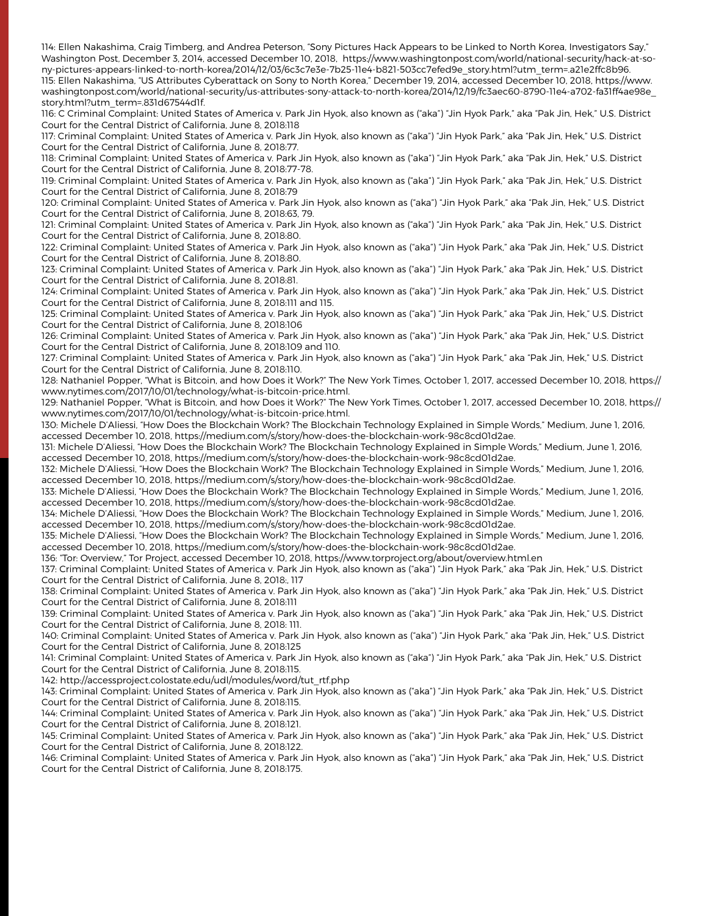114: Ellen Nakashima, Craig Timberg, and Andrea Peterson, "Sony Pictures Hack Appears to be Linked to North Korea, Investigators Say," Washington Post, December 3, 2014, accessed December 10, 2018, https://www.washingtonpost.com/world/national-security/hack-at-sony-pictures-appears-linked-to-north-korea/2014/12/03/6c3c7e3e-7b25-11e4-b821-503cc7efed9e_story.html?utm_term=.a21e2ffc8b96.

115: Ellen Nakashima, "US Attributes Cyberattack on Sony to North Korea," December 19, 2014, accessed December 10, 2018, https://www.washingtonpost.com/world/national-security/us-attributes-sony-attack-to-north-korea/2014/12/19/fc3aec60-8790-11e4-a702-fa31ff4ae98e_story.html?utm_term=.831d67544d1f.

116: C Criminal Complaint: United States of America v. Park Jin Hyok, also known as ("aka") "Jin Hyok Park," aka "Pak Jin, Hek," U.S. District Court for the Central District of California, June 8, 2018:118

117: Criminal Complaint: United States of America v. Park Jin Hyok, also known as ("aka") "Jin Hyok Park," aka "Pak Jin, Hek," U.S. District Court for the Central District of California, June 8, 2018:77.

118: Criminal Complaint: United States of America v. Park Jin Hyok, also known as ("aka") "Jin Hyok Park," aka "Pak Jin, Hek," U.S. District Court for the Central District of California, June 8, 2018:77-78.

119: Criminal Complaint: United States of America v. Park Jin Hyok, also known as ("aka") "Jin Hyok Park," aka "Pak Jin, Hek," U.S. District Court for the Central District of California, June 8, 2018:79

120: Criminal Complaint: United States of America v. Park Jin Hyok, also known as ("aka") "Jin Hyok Park," aka "Pak Jin, Hek," U.S. District Court for the Central District of California, June 8, 2018:63, 79.

121: Criminal Complaint: United States of America v. Park Jin Hyok, also known as ("aka") "Jin Hyok Park," aka "Pak Jin, Hek," U.S. District Court for the Central District of California, June 8, 2018:80.

122: Criminal Complaint: United States of America v. Park Jin Hyok, also known as ("aka") "Jin Hyok Park," aka "Pak Jin, Hek," U.S. District Court for the Central District of California, June 8, 2018:80.

123: Criminal Complaint: United States of America v. Park Jin Hyok, also known as ("aka") "Jin Hyok Park," aka "Pak Jin, Hek," U.S. District Court for the Central District of California, June 8, 2018:81.

124: Criminal Complaint: United States of America v. Park Jin Hyok, also known as ("aka") "Jin Hyok Park," aka "Pak Jin, Hek," U.S. District Court for the Central District of California, June 8, 2018:111 and 115.

125: Criminal Complaint: United States of America v. Park Jin Hyok, also known as ("aka") "Jin Hyok Park," aka "Pak Jin, Hek," U.S. District Court for the Central District of California, June 8, 2018:106

126: Criminal Complaint: United States of America v. Park Jin Hyok, also known as ("aka") "Jin Hyok Park," aka "Pak Jin, Hek," U.S. District Court for the Central District of California, June 8, 2018:109 and 110.

127: Criminal Complaint: United States of America v. Park Jin Hyok, also known as ("aka") "Jin Hyok Park," aka "Pak Jin, Hek," U.S. District Court for the Central District of California, June 8, 2018:110.

128: Nathaniel Popper, "What is Bitcoin, and how Does it Work?" The New York Times, October 1, 2017, accessed December 10, 2018, https://www.nytimes.com/2017/10/01/technology/what-is-bitcoin-price.html.

129: Nathaniel Popper, "What is Bitcoin, and how Does it Work?" The New York Times, October 1, 2017, accessed December 10, 2018, https://www.nytimes.com/2017/10/01/technology/what-is-bitcoin-price.html.

130: Michele D'Aliessi, "How Does the Blockchain Work? The Blockchain Technology Explained in Simple Words," Medium, June 1, 2016, accessed December 10, 2018, https://medium.com/s/story/how-does-the-blockchain-work-98c8cd01d2ae.

131: Michele D'Aliessi, "How Does the Blockchain Work? The Blockchain Technology Explained in Simple Words," Medium, June 1, 2016, accessed December 10, 2018, https://medium.com/s/story/how-does-the-blockchain-work-98c8cd01d2ae.

132: Michele D'Aliessi, "How Does the Blockchain Work? The Blockchain Technology Explained in Simple Words," Medium, June 1, 2016, accessed December 10, 2018, https://medium.com/s/story/how-does-the-blockchain-work-98c8cd01d2ae.

133: Michele D'Aliessi, "How Does the Blockchain Work? The Blockchain Technology Explained in Simple Words," Medium, June 1, 2016, accessed December 10, 2018, https://medium.com/s/story/how-does-the-blockchain-work-98c8cd01d2ae.

134: Michele D'Aliessi, "How Does the Blockchain Work? The Blockchain Technology Explained in Simple Words," Medium, June 1, 2016, accessed December 10, 2018, https://medium.com/s/story/how-does-the-blockchain-work-98c8cd01d2ae.

135: Michele D'Aliessi, "How Does the Blockchain Work? The Blockchain Technology Explained in Simple Words," Medium, June 1, 2016, accessed December 10, 2018, https://medium.com/s/story/how-does-the-blockchain-work-98c8cd01d2ae.

136: "Tor: Overview," Tor Project, accessed December 10, 2018, https://www.torproject.org/about/overview.html.en

137: Criminal Complaint: United States of America v. Park Jin Hyok, also known as ("aka") "Jin Hyok Park," aka "Pak Jin, Hek," U.S. District Court for the Central District of California, June 8, 2018:, 117

138: Criminal Complaint: United States of America v. Park Jin Hyok, also known as ("aka") "Jin Hyok Park," aka "Pak Jin, Hek," U.S. District Court for the Central District of California, June 8, 2018:111

139: Criminal Complaint: United States of America v. Park Jin Hyok, also known as ("aka") "Jin Hyok Park," aka "Pak Jin, Hek," U.S. District Court for the Central District of California, June 8, 2018: 111.

140: Criminal Complaint: United States of America v. Park Jin Hyok, also known as ("aka") "Jin Hyok Park," aka "Pak Jin, Hek," U.S. District Court for the Central District of California, June 8, 2018:125

141: Criminal Complaint: United States of America v. Park Jin Hyok, also known as ("aka") "Jin Hyok Park," aka "Pak Jin, Hek," U.S. District Court for the Central District of California, June 8, 2018:115.

142: http://accessproject.colostate.edu/udl/modules/word/tut_rtf.php

143: Criminal Complaint: United States of America v. Park Jin Hyok, also known as ("aka") "Jin Hyok Park," aka "Pak Jin, Hek," U.S. District Court for the Central District of California, June 8, 2018:115.

144: Criminal Complaint: United States of America v. Park Jin Hyok, also known as ("aka") "Jin Hyok Park," aka "Pak Jin, Hek," U.S. District Court for the Central District of California, June 8, 2018:121.

145: Criminal Complaint: United States of America v. Park Jin Hyok, also known as ("aka") "Jin Hyok Park," aka "Pak Jin, Hek," U.S. District Court for the Central District of California, June 8, 2018:122.

146: Criminal Complaint: United States of America v. Park Jin Hyok, also known as ("aka") "Jin Hyok Park," aka "Pak Jin, Hek," U.S. District Court for the Central District of California, June 8, 2018:175.